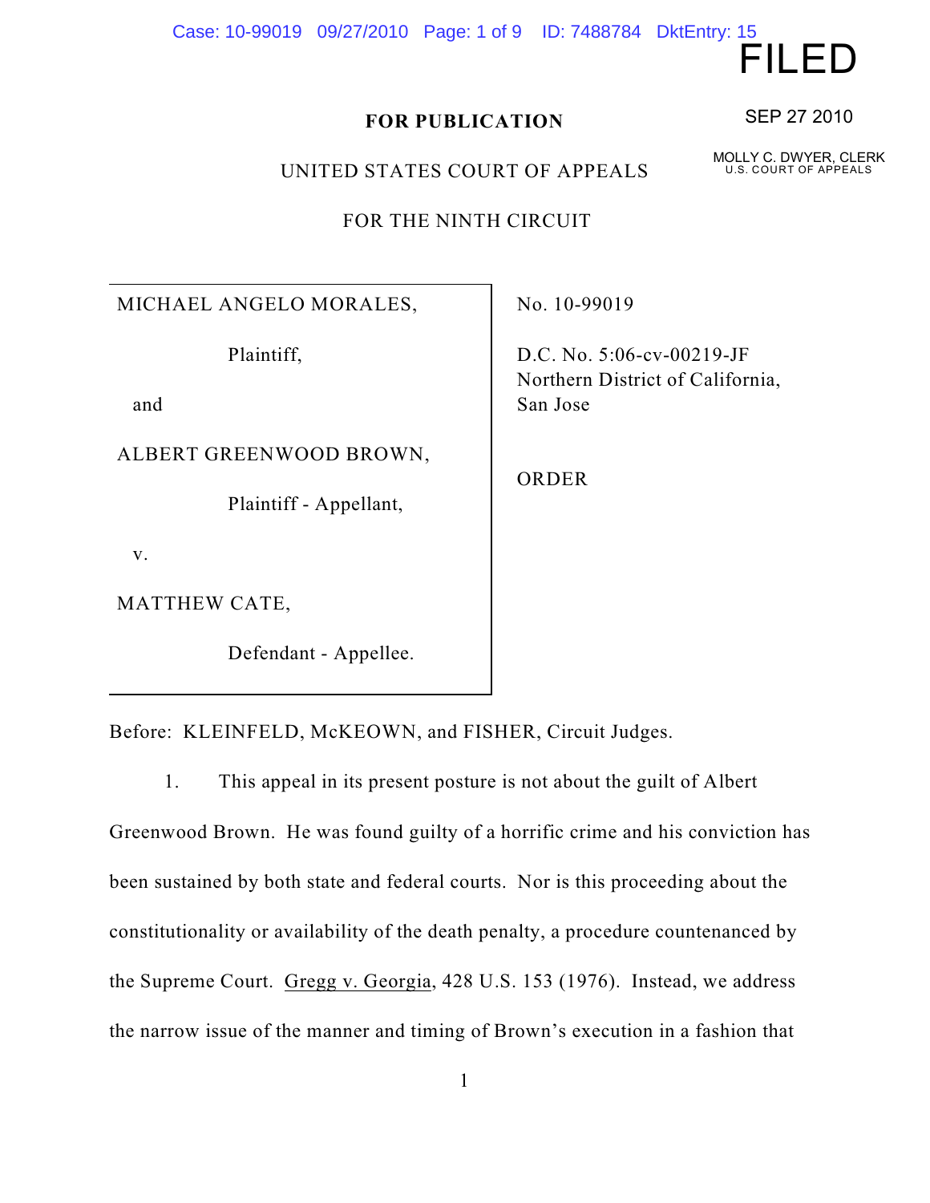FILED

SEP 27 2010

MOLLY C. DWYER, CLERK
U.S. COURT OF APPEALS

**FOR PUBLICATION**

UNITED STATES COURT OF APPEALS

FOR THE NINTH CIRCUIT

| | |
|---|---|
| MICHAEL ANGELO MORALES,<br><br>Plaintiff,<br><br>and<br><br>ALBERT GREENWOOD BROWN,<br><br>Plaintiff - Appellant,<br><br>v.<br><br>MATTHEW CATE,<br><br>Defendant - Appellee. | No. 10-99019<br><br>D.C. No. 5:06-cv-00219-JF<br>Northern District of California,<br>San Jose<br><br>ORDER |

Before: KLEINFELD, McKEOWN, and FISHER, Circuit Judges.

1. This appeal in its present posture is not about the guilt of Albert Greenwood Brown. He was found guilty of a horrific crime and his conviction has been sustained by both state and federal courts. Nor is this proceeding about the constitutionality or availability of the death penalty, a procedure countenanced by the Supreme Court. Gregg v. Georgia, 428 U.S. 153 (1976). Instead, we address the narrow issue of the manner and timing of Brown's execution in a fashion that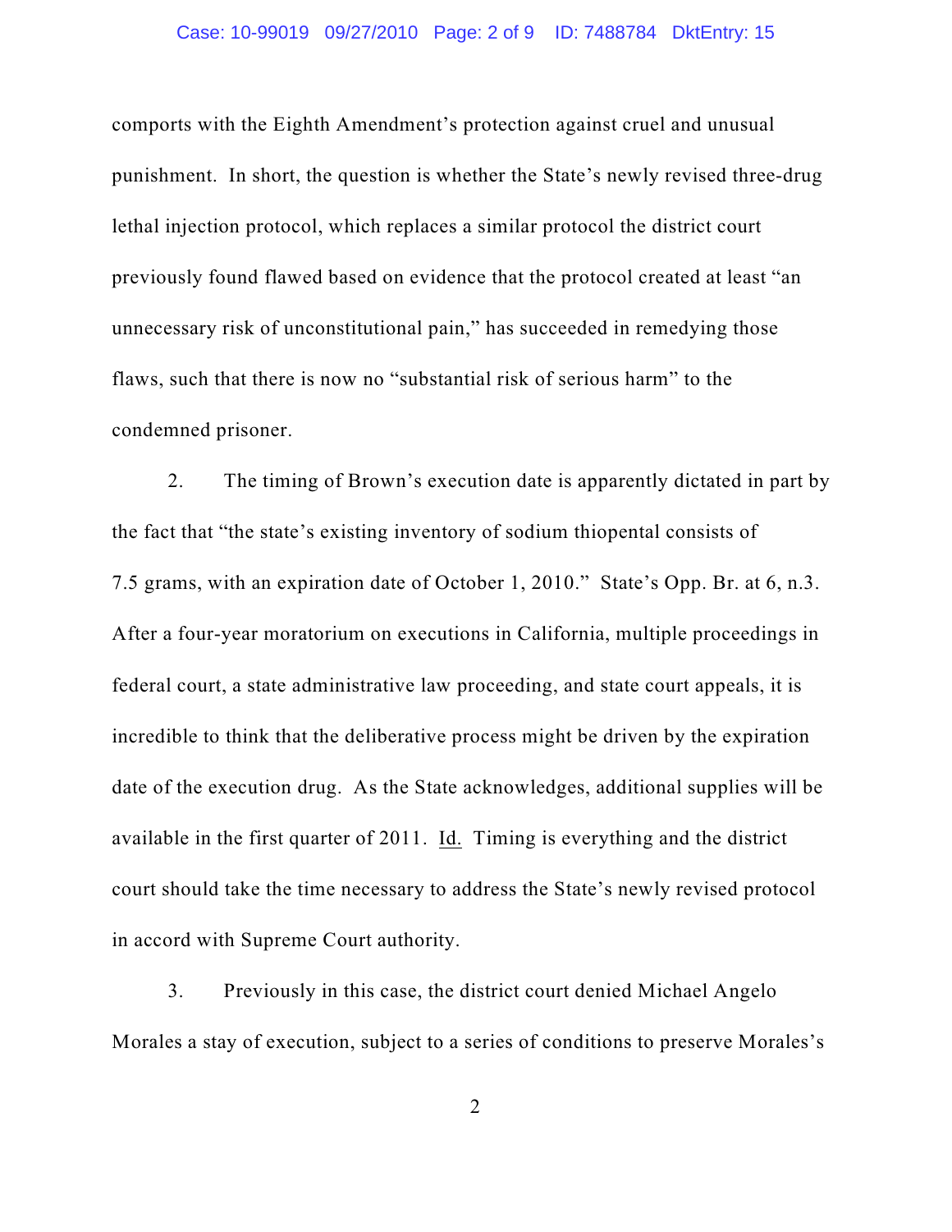comports with the Eighth Amendment's protection against cruel and unusual punishment. In short, the question is whether the State's newly revised three-drug lethal injection protocol, which replaces a similar protocol the district court previously found flawed based on evidence that the protocol created at least "an unnecessary risk of unconstitutional pain," has succeeded in remedying those flaws, such that there is now no "substantial risk of serious harm" to the condemned prisoner.

2. The timing of Brown's execution date is apparently dictated in part by the fact that "the state's existing inventory of sodium thiopental consists of 7.5 grams, with an expiration date of October 1, 2010." State's Opp. Br. at 6, n.3. After a four-year moratorium on executions in California, multiple proceedings in federal court, a state administrative law proceeding, and state court appeals, it is incredible to think that the deliberative process might be driven by the expiration date of the execution drug. As the State acknowledges, additional supplies will be available in the first quarter of 2011. Id. Timing is everything and the district court should take the time necessary to address the State's newly revised protocol in accord with Supreme Court authority.

3. Previously in this case, the district court denied Michael Angelo Morales a stay of execution, subject to a series of conditions to preserve Morales's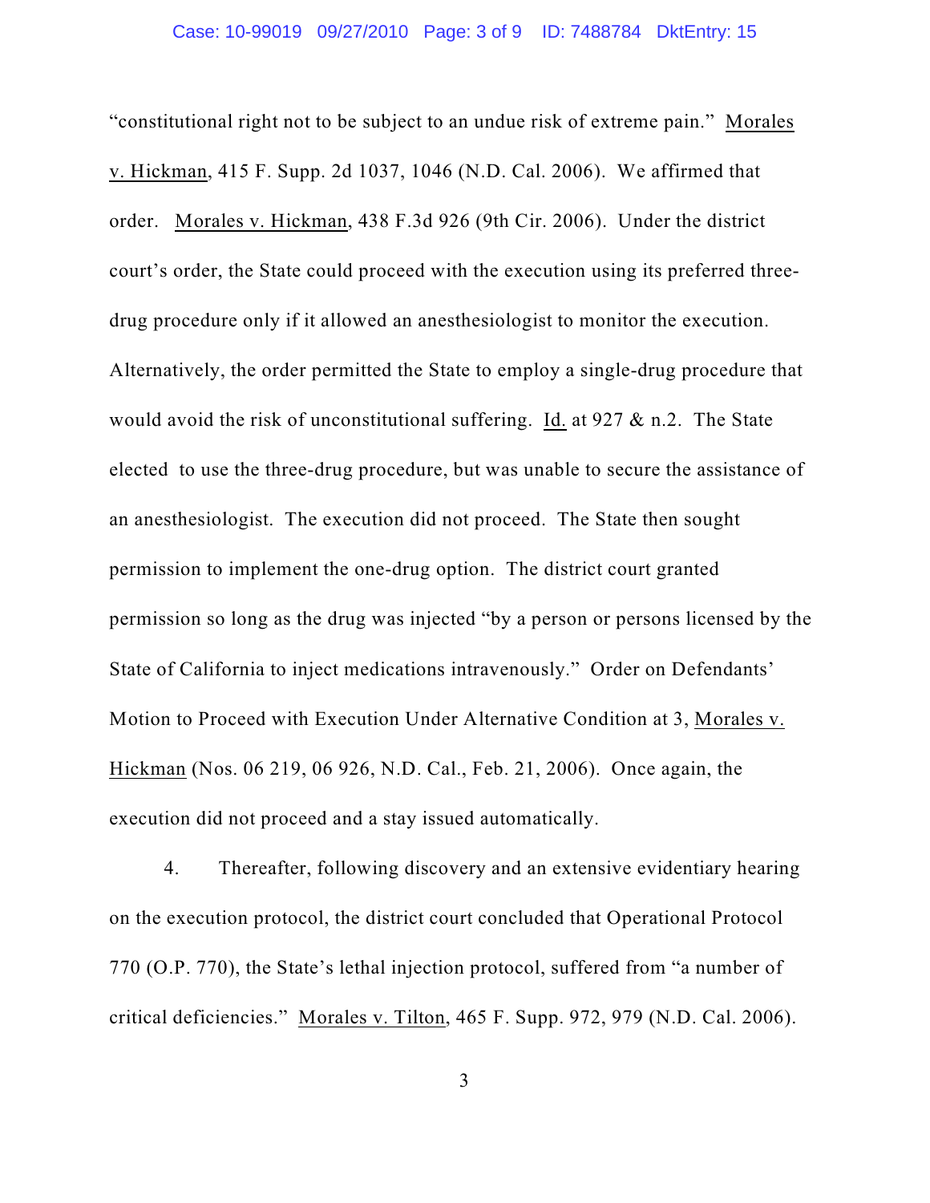"constitutional right not to be subject to an undue risk of extreme pain." Morales v. Hickman, 415 F. Supp. 2d 1037, 1046 (N.D. Cal. 2006). We affirmed that order. Morales v. Hickman, 438 F.3d 926 (9th Cir. 2006). Under the district court's order, the State could proceed with the execution using its preferred three-drug procedure only if it allowed an anesthesiologist to monitor the execution. Alternatively, the order permitted the State to employ a single-drug procedure that would avoid the risk of unconstitutional suffering. Id. at 927 & n.2. The State elected to use the three-drug procedure, but was unable to secure the assistance of an anesthesiologist. The execution did not proceed. The State then sought permission to implement the one-drug option. The district court granted permission so long as the drug was injected "by a person or persons licensed by the State of California to inject medications intravenously." Order on Defendants' Motion to Proceed with Execution Under Alternative Condition at 3, Morales v. Hickman (Nos. 06 219, 06 926, N.D. Cal., Feb. 21, 2006). Once again, the execution did not proceed and a stay issued automatically.

4. Thereafter, following discovery and an extensive evidentiary hearing on the execution protocol, the district court concluded that Operational Protocol 770 (O.P. 770), the State's lethal injection protocol, suffered from "a number of critical deficiencies." Morales v. Tilton, 465 F. Supp. 972, 979 (N.D. Cal. 2006).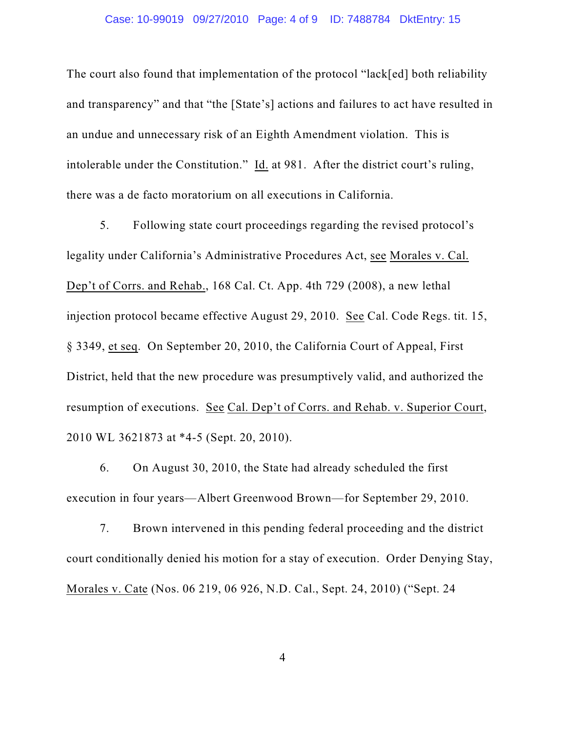The court also found that implementation of the protocol "lack[ed] both reliability and transparency" and that "the [State's] actions and failures to act have resulted in an undue and unnecessary risk of an Eighth Amendment violation. This is intolerable under the Constitution." Id. at 981. After the district court's ruling, there was a de facto moratorium on all executions in California.

5. Following state court proceedings regarding the revised protocol's legality under California's Administrative Procedures Act, see Morales v. Cal. Dep't of Corrs. and Rehab., 168 Cal. Ct. App. 4th 729 (2008), a new lethal injection protocol became effective August 29, 2010. See Cal. Code Regs. tit. 15, § 3349, et seq. On September 20, 2010, the California Court of Appeal, First District, held that the new procedure was presumptively valid, and authorized the resumption of executions. See Cal. Dep't of Corrs. and Rehab. v. Superior Court, 2010 WL 3621873 at *4-5 (Sept. 20, 2010).

6. On August 30, 2010, the State had already scheduled the first execution in four years—Albert Greenwood Brown—for September 29, 2010.

7. Brown intervened in this pending federal proceeding and the district court conditionally denied his motion for a stay of execution. Order Denying Stay, Morales v. Cate (Nos. 06 219, 06 926, N.D. Cal., Sept. 24, 2010) ("Sept. 24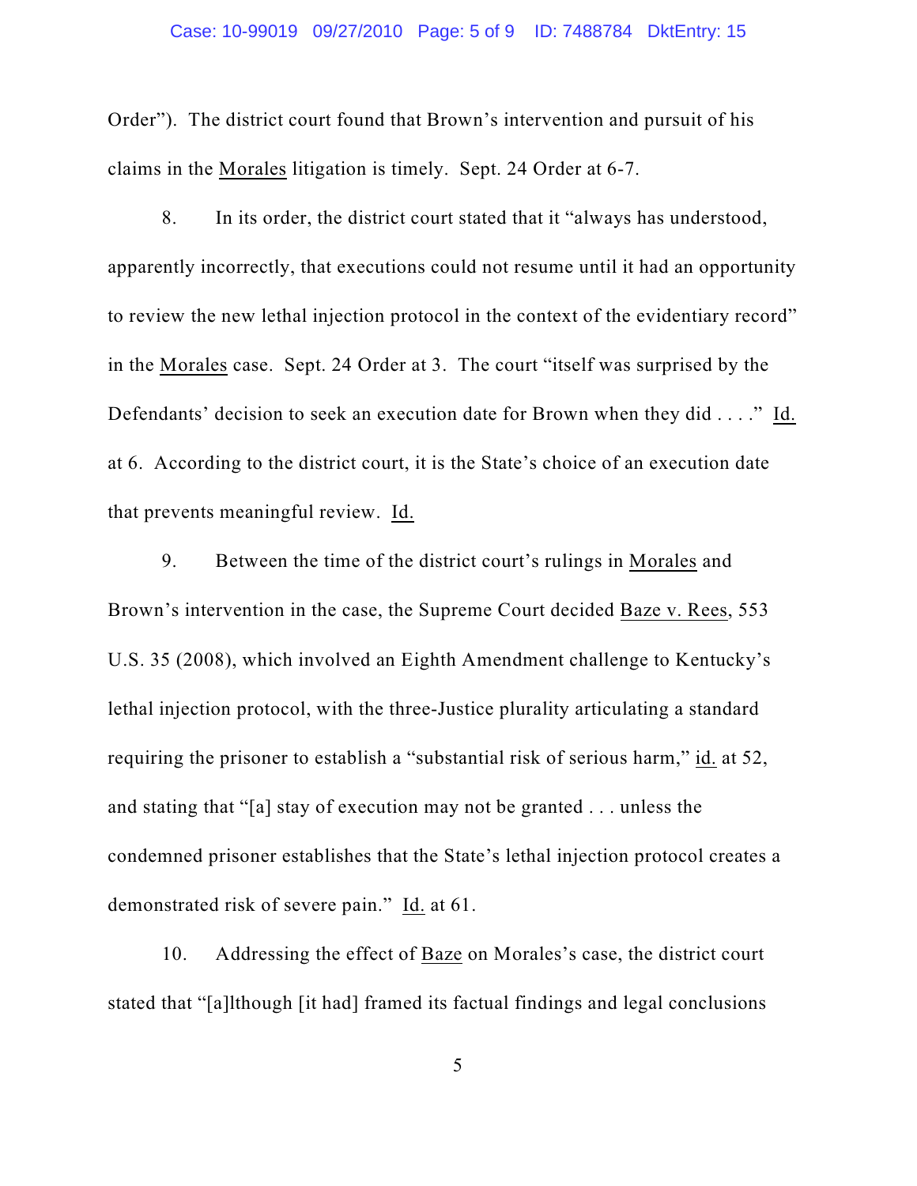Order"). The district court found that Brown's intervention and pursuit of his claims in the Morales litigation is timely. Sept. 24 Order at 6-7.

8. In its order, the district court stated that it "always has understood, apparently incorrectly, that executions could not resume until it had an opportunity to review the new lethal injection protocol in the context of the evidentiary record" in the Morales case. Sept. 24 Order at 3. The court "itself was surprised by the Defendants' decision to seek an execution date for Brown when they did . . . ." Id. at 6. According to the district court, it is the State's choice of an execution date that prevents meaningful review. Id.

9. Between the time of the district court's rulings in Morales and Brown's intervention in the case, the Supreme Court decided Baze v. Rees, 553 U.S. 35 (2008), which involved an Eighth Amendment challenge to Kentucky's lethal injection protocol, with the three-Justice plurality articulating a standard requiring the prisoner to establish a "substantial risk of serious harm," id. at 52, and stating that "[a] stay of execution may not be granted . . . unless the condemned prisoner establishes that the State's lethal injection protocol creates a demonstrated risk of severe pain." Id. at 61.

10. Addressing the effect of Baze on Morales's case, the district court stated that "[a]lthough [it had] framed its factual findings and legal conclusions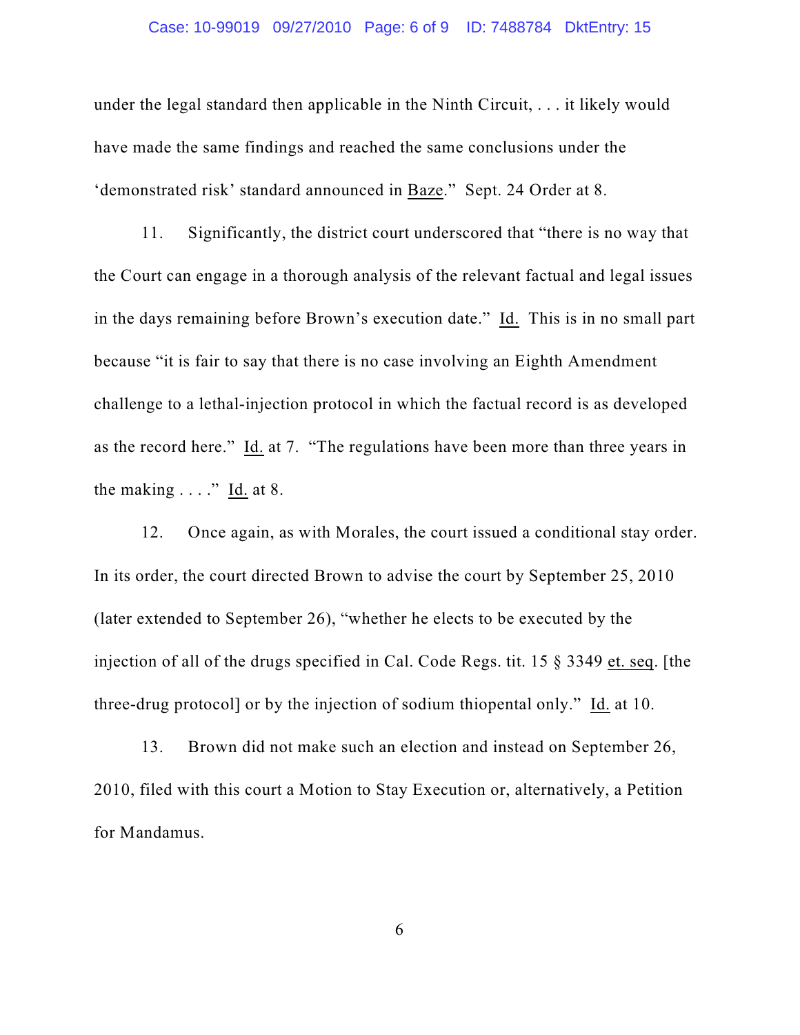under the legal standard then applicable in the Ninth Circuit, . . . it likely would have made the same findings and reached the same conclusions under the 'demonstrated risk' standard announced in Baze." Sept. 24 Order at 8.

11. Significantly, the district court underscored that "there is no way that the Court can engage in a thorough analysis of the relevant factual and legal issues in the days remaining before Brown's execution date." Id. This is in no small part because "it is fair to say that there is no case involving an Eighth Amendment challenge to a lethal-injection protocol in which the factual record is as developed as the record here." Id. at 7. "The regulations have been more than three years in the making . . . ." Id. at 8.

12. Once again, as with Morales, the court issued a conditional stay order. In its order, the court directed Brown to advise the court by September 25, 2010 (later extended to September 26), "whether he elects to be executed by the injection of all of the drugs specified in Cal. Code Regs. tit. 15 § 3349 et. seq. [the three-drug protocol] or by the injection of sodium thiopental only." Id. at 10.

13. Brown did not make such an election and instead on September 26, 2010, filed with this court a Motion to Stay Execution or, alternatively, a Petition for Mandamus.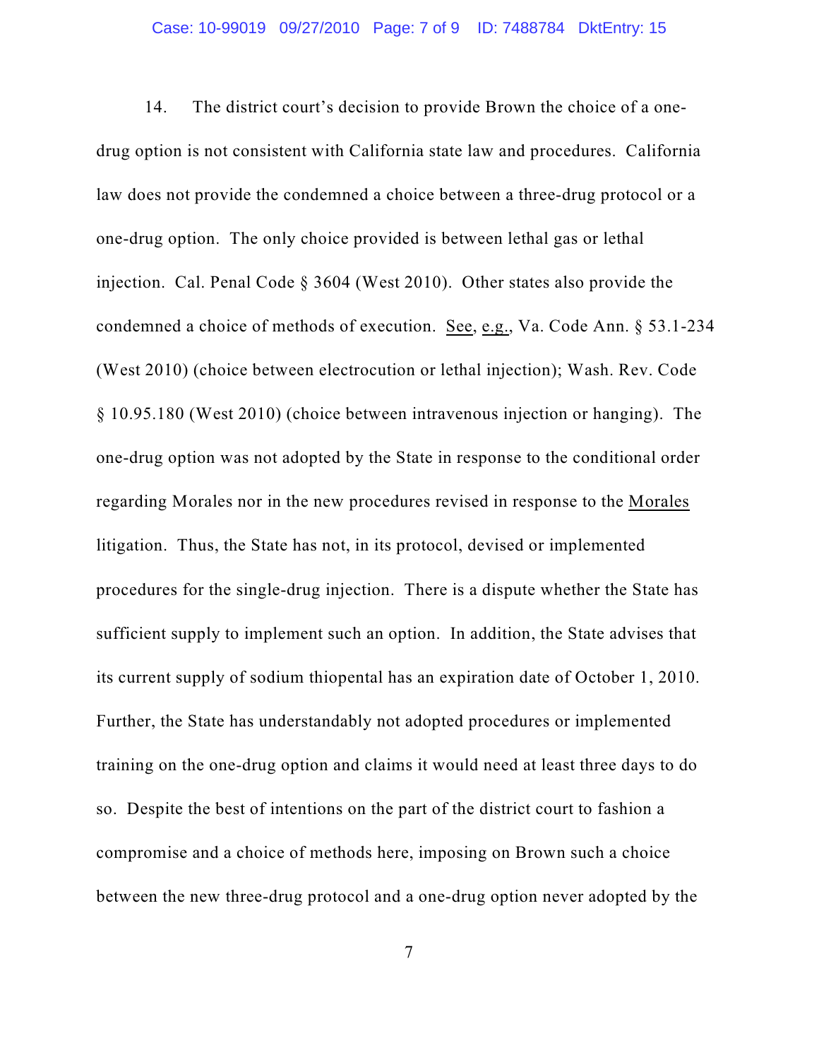14. The district court's decision to provide Brown the choice of a one-drug option is not consistent with California state law and procedures. California law does not provide the condemned a choice between a three-drug protocol or a one-drug option. The only choice provided is between lethal gas or lethal injection. Cal. Penal Code § 3604 (West 2010). Other states also provide the condemned a choice of methods of execution. See, e.g., Va. Code Ann. § 53.1-234 (West 2010) (choice between electrocution or lethal injection); Wash. Rev. Code § 10.95.180 (West 2010) (choice between intravenous injection or hanging). The one-drug option was not adopted by the State in response to the conditional order regarding Morales nor in the new procedures revised in response to the Morales litigation. Thus, the State has not, in its protocol, devised or implemented procedures for the single-drug injection. There is a dispute whether the State has sufficient supply to implement such an option. In addition, the State advises that its current supply of sodium thiopental has an expiration date of October 1, 2010. Further, the State has understandably not adopted procedures or implemented training on the one-drug option and claims it would need at least three days to do so. Despite the best of intentions on the part of the district court to fashion a compromise and a choice of methods here, imposing on Brown such a choice between the new three-drug protocol and a one-drug option never adopted by the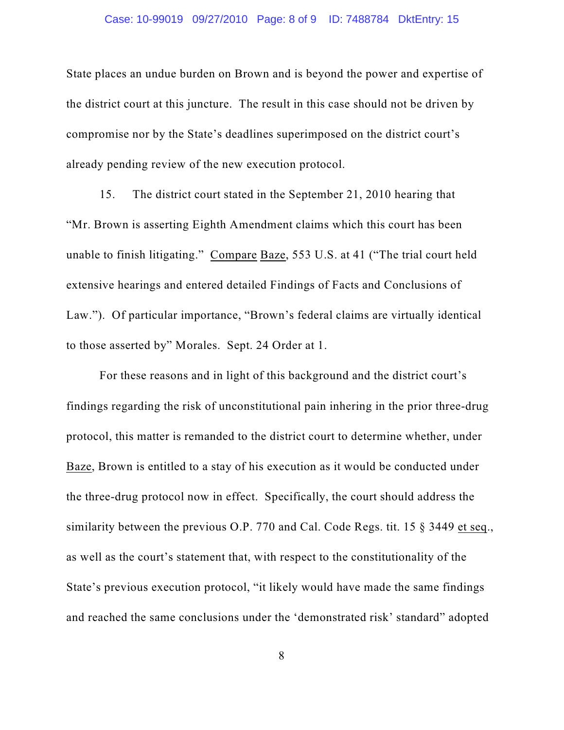State places an undue burden on Brown and is beyond the power and expertise of the district court at this juncture. The result in this case should not be driven by compromise nor by the State's deadlines superimposed on the district court's already pending review of the new execution protocol.

15. The district court stated in the September 21, 2010 hearing that "Mr. Brown is asserting Eighth Amendment claims which this court has been unable to finish litigating." Compare Baze, 553 U.S. at 41 ("The trial court held extensive hearings and entered detailed Findings of Facts and Conclusions of Law."). Of particular importance, "Brown's federal claims are virtually identical to those asserted by" Morales. Sept. 24 Order at 1.

For these reasons and in light of this background and the district court's findings regarding the risk of unconstitutional pain inhering in the prior three-drug protocol, this matter is remanded to the district court to determine whether, under Baze, Brown is entitled to a stay of his execution as it would be conducted under the three-drug protocol now in effect. Specifically, the court should address the similarity between the previous O.P. 770 and Cal. Code Regs. tit. 15 § 3449 et seq., as well as the court's statement that, with respect to the constitutionality of the State's previous execution protocol, "it likely would have made the same findings and reached the same conclusions under the 'demonstrated risk' standard" adopted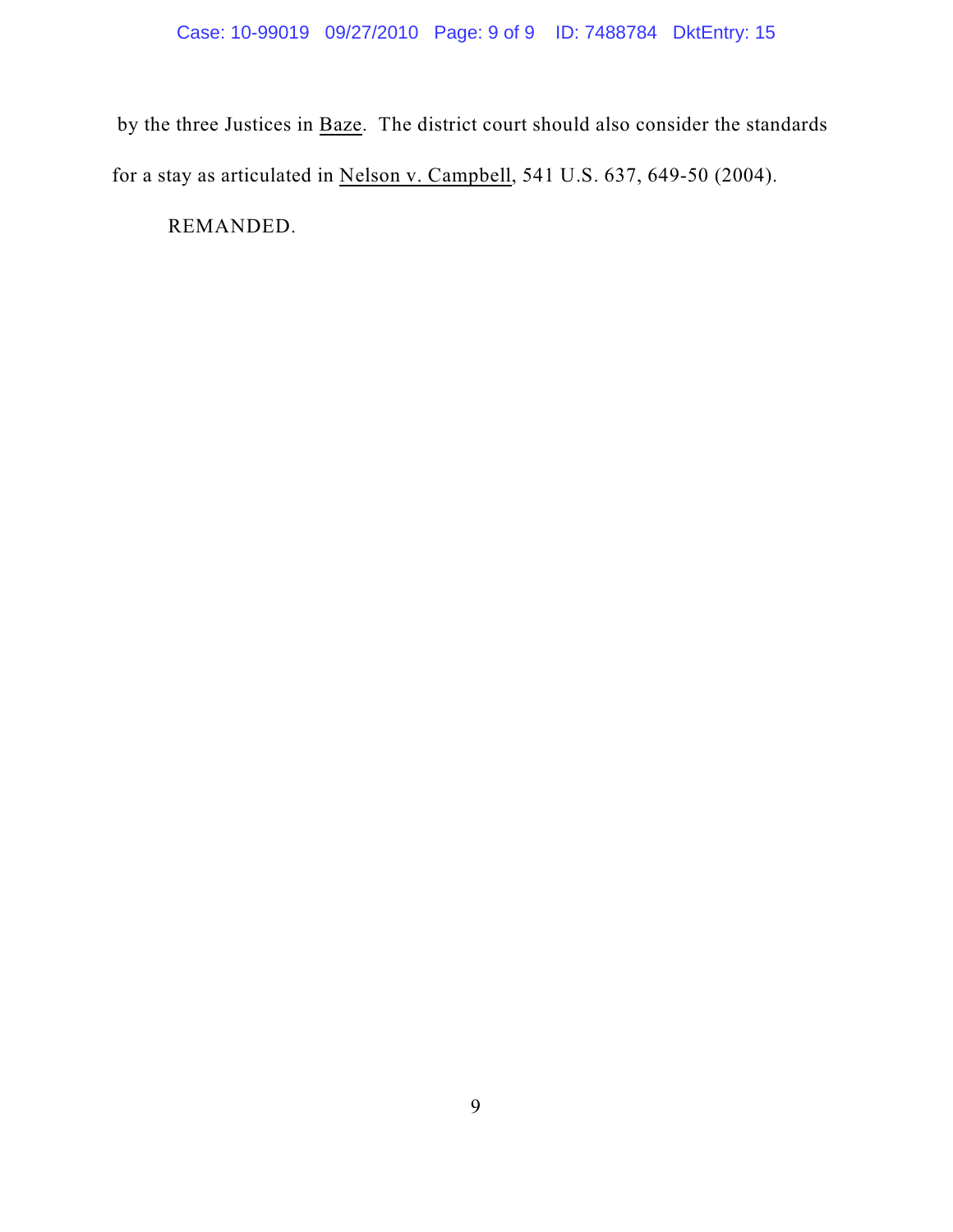by the three Justices in Baze. The district court should also consider the standards for a stay as articulated in Nelson v. Campbell, 541 U.S. 637, 649-50 (2004).

REMANDED.